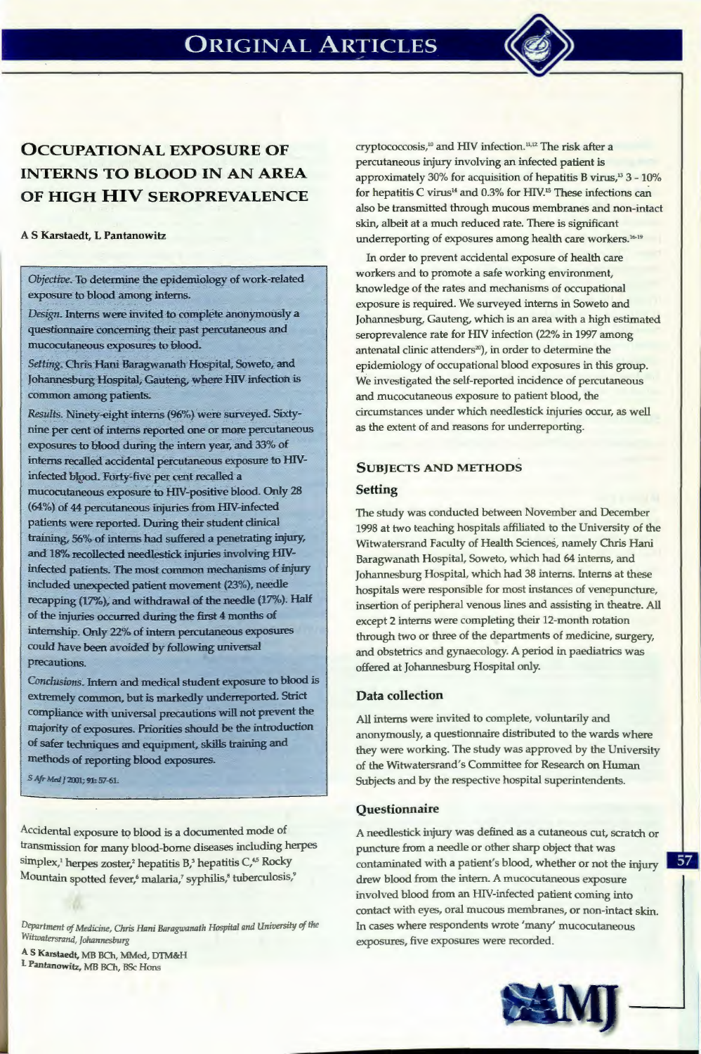# Occupational exposure of interns to blood in an area of high HIV seroprevalence

**A S Karstaedt, L Pantanowitz**

*Objective.* To determine the epidemiology of work-related exposure to blood among interns.

*Design.* Interns were invited to complete anonymously a questionnaire concerning their past percutaneous and mucocutaneous exposures to blood.

*Setting.* Chris Hani Baragwanath Hospital, Soweto, and Johannesburg Hospital, Gauteng, where HIV infection is common among patients.

*Results.* Ninety-eight interns (96%) were surveyed. Sixty-nine per cent of interns reported one or more percutaneous exposures to blood during the intern year, and 33% of interns recalled accidental percutaneous exposure to HIV-infected blood. Forty-five per cent recalled a mucocutaneous exposure to HIV-positive blood. Only 28 (64%) of 44 percutaneous injuries from HIV-infected patients were reported. During their student clinical training, 56% of interns had suffered a penetrating injury, and 18% recollected needlestick injuries involving HIV-infected patients. The most common mechanisms of injury included unexpected patient movement (23%), needle recapping (17%), and withdrawal of the needle (17%). Half of the injuries occurred during the first 4 months of internship. Only 22% of intern percutaneous exposures could have been avoided by following universal precautions.

*Conclusions.* Intern and medical student exposure to blood is extremely common, but is markedly underreported. Strict compliance with universal precautions will not prevent the majority of exposures. Priorities should be the introduction of safer techniques and equipment, skills training and methods of reporting blood exposures.

*S Afr Med J* 2001; 91: 57-61.

Accidental exposure to blood is a documented mode of transmission for many blood-borne diseases including herpes simplex,[1] herpes zoster,[2] hepatitis B,[3] hepatitis C,[4,5] Rocky Mountain spotted fever,[6] malaria,[7] syphilis,[8] tuberculosis,[9] cryptococcosis,[10] and HIV infection.[11,12] The risk after a percutaneous injury involving an infected patient is approximately 30% for acquisition of hepatitis B virus,[13] 3 - 10% for hepatitis C virus[14] and 0.3% for HIV.[15] These infections can also be transmitted through mucous membranes and non-intact skin, albeit at a much reduced rate. There is significant underreporting of exposures among health care workers.[16-19]

In order to prevent accidental exposure of health care workers and to promote a safe working environment, knowledge of the rates and mechanisms of occupational exposure is required. We surveyed interns in Soweto and Johannesburg, Gauteng, which is an area with a high estimated seroprevalence rate for HIV infection (22% in 1997 among antenatal clinic attenders[20]), in order to determine the epidemiology of occupational blood exposures in this group. We investigated the self-reported incidence of percutaneous and mucocutaneous exposure to patient blood, the circumstances under which needlestick injuries occur, as well as the extent of and reasons for underreporting.

## Subjects and methods

### Setting

The study was conducted between November and December 1998 at two teaching hospitals affiliated to the University of the Witwatersrand Faculty of Health Sciences, namely Chris Hani Baragwanath Hospital, Soweto, which had 64 interns, and Johannesburg Hospital, which had 38 interns. Interns at these hospitals were responsible for most instances of venepuncture, insertion of peripheral venous lines and assisting in theatre. All except 2 interns were completing their 12-month rotation through two or three of the departments of medicine, surgery, and obstetrics and gynaecology. A period in paediatrics was offered at Johannesburg Hospital only.

### Data collection

All interns were invited to complete, voluntarily and anonymously, a questionnaire distributed to the wards where they were working. The study was approved by the University of the Witwatersrand's Committee for Research on Human Subjects and by the respective hospital superintendents.

### Questionnaire

A needlestick injury was defined as a cutaneous cut, scratch or puncture from a needle or other sharp object that was contaminated with a patient's blood, whether or not the injury drew blood from the intern. A mucocutaneous exposure involved blood from an HIV-infected patient coming into contact with eyes, oral mucous membranes, or non-intact skin. In cases where respondents wrote 'many' mucocutaneous exposures, five exposures were recorded.

Department of Medicine, Chris Hani Baragwanath Hospital and University of the Witwatersrand, Johannesburg

**A S Karstaedt**, MB BCh, MMed, DTM&H
**L Pantanowitz**, MB BCh, BSc Hons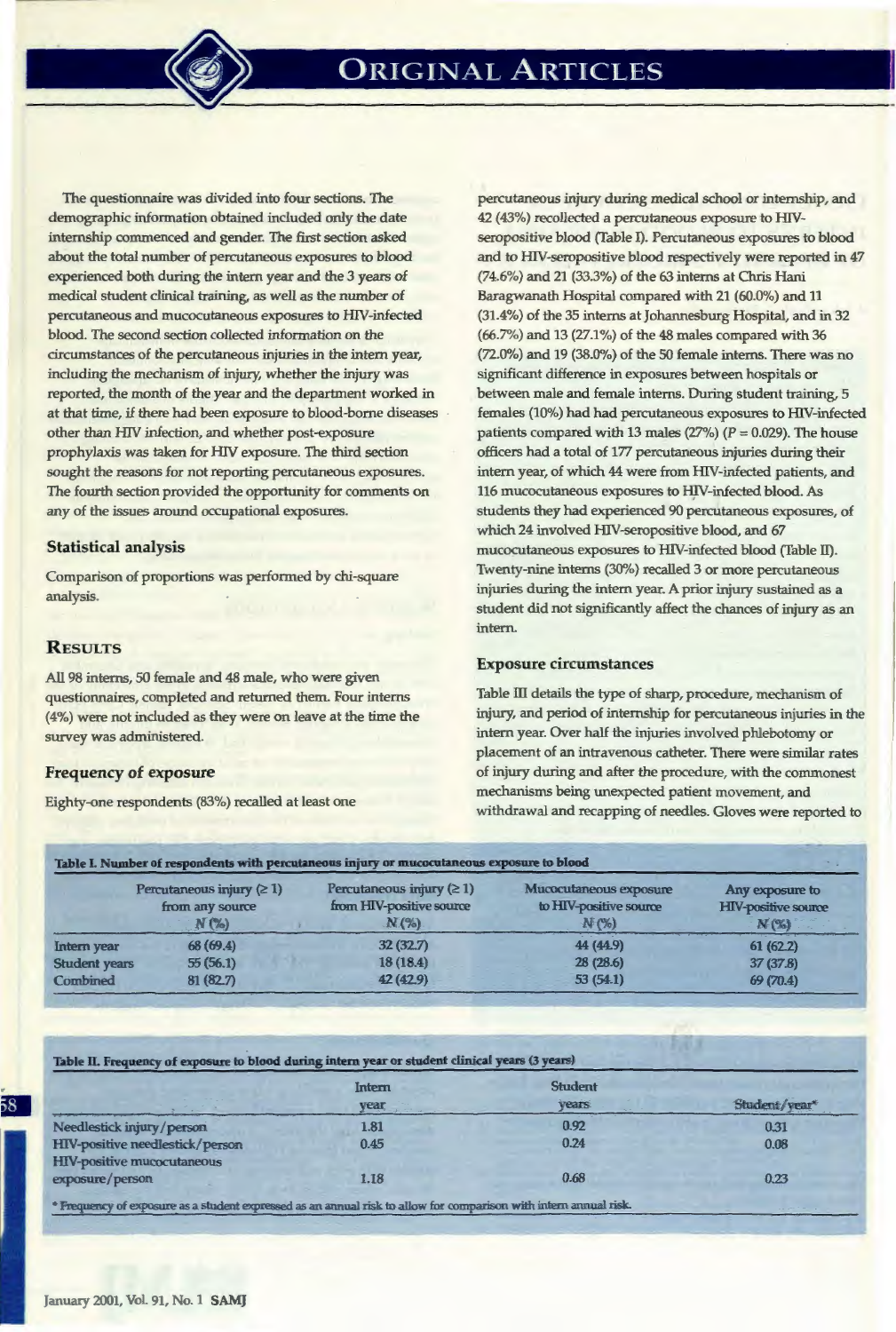The questionnaire was divided into four sections. The demographic information obtained included only the date internship commenced and gender. The first section asked about the total number of percutaneous exposures to blood experienced both during the intern year and the 3 years of medical student clinical training, as well as the number of percutaneous and mucocutaneous exposures to HIV-infected blood. The second section collected information on the circumstances of the percutaneous injuries in the intern year, including the mechanism of injury, whether the injury was reported, the month of the year and the department worked in at that time, if there had been exposure to blood-borne diseases other than HIV infection, and whether post-exposure prophylaxis was taken for HIV exposure. The third section sought the reasons for not reporting percutaneous exposures. The fourth section provided the opportunity for comments on any of the issues around occupational exposures.

### Statistical analysis

Comparison of proportions was performed by chi-square analysis.

## RESULTS

All 98 interns, 50 female and 48 male, who were given questionnaires, completed and returned them. Four interns (4%) were not included as they were on leave at the time the survey was administered.

### Frequency of exposure

Eighty-one respondents (83%) recalled at least one percutaneous injury during medical school or internship, and 42 (43%) recollected a percutaneous exposure to HIV-seropositive blood (Table I). Percutaneous exposures to blood and to HIV-seropositive blood respectively were reported in 47 (74.6%) and 21 (33.3%) of the 63 interns at Chris Hani Baragwanath Hospital compared with 21 (60.0%) and 11 (31.4%) of the 35 interns at Johannesburg Hospital, and in 32 (66.7%) and 13 (27.1%) of the 48 males compared with 36 (72.0%) and 19 (38.0%) of the 50 female interns. There was no significant difference in exposures between hospitals or between male and female interns. During student training, 5 females (10%) had had percutaneous exposures to HIV-infected patients compared with 13 males (27%) ($P = 0.029$). The house officers had a total of 177 percutaneous injuries during their intern year, of which 44 were from HIV-infected patients, and 116 mucocutaneous exposures to HIV-infected blood. As students they had experienced 90 percutaneous exposures, of which 24 involved HIV-seropositive blood, and 67 mucocutaneous exposures to HIV-infected blood (Table II). Twenty-nine interns (30%) recalled 3 or more percutaneous injuries during the intern year. A prior injury sustained as a student did not significantly affect the chances of injury as an intern.

### Exposure circumstances

Table III details the type of sharp, procedure, mechanism of injury, and period of internship for percutaneous injuries in the intern year. Over half the injuries involved phlebotomy or placement of an intravenous catheter. There were similar rates of injury during and after the procedure, with the commonest mechanisms being unexpected patient movement, and withdrawal and recapping of needles. Gloves were reported to

**Table I. Number of respondents with percutaneous injury or mucocutaneous exposure to blood**

| | Percutaneous injury (≥ 1) from any source N (%) | Percutaneous injury (≥ 1) from HIV-positive source N (%) | Mucocutaneous exposure to HIV-positive source N (%) | Any exposure to HIV-positive source N (%) |
|---|---|---|---|---|
| Intern year | 68 (69.4) | 32 (32.7) | 44 (44.9) | 61 (62.2) |
| Student years | 55 (56.1) | 18 (18.4) | 28 (28.6) | 37 (37.8) |
| Combined | 81 (82.7) | 42 (42.9) | 53 (54.1) | 69 (70.4) |

**Table II. Frequency of exposure to blood during intern year or student clinical years (3 years)**

| | Intern year | Student years | Student/year* |
|---|---|---|---|
| Needlestick injury/person | 1.81 | 0.92 | 0.31 |
| HIV-positive needlestick/person | 0.45 | 0.24 | 0.08 |
| HIV-positive mucocutaneous exposure/person | 1.18 | 0.68 | 0.23 |

\* Frequency of exposure as a student expressed as an annual risk to allow for comparison with intern annual risk.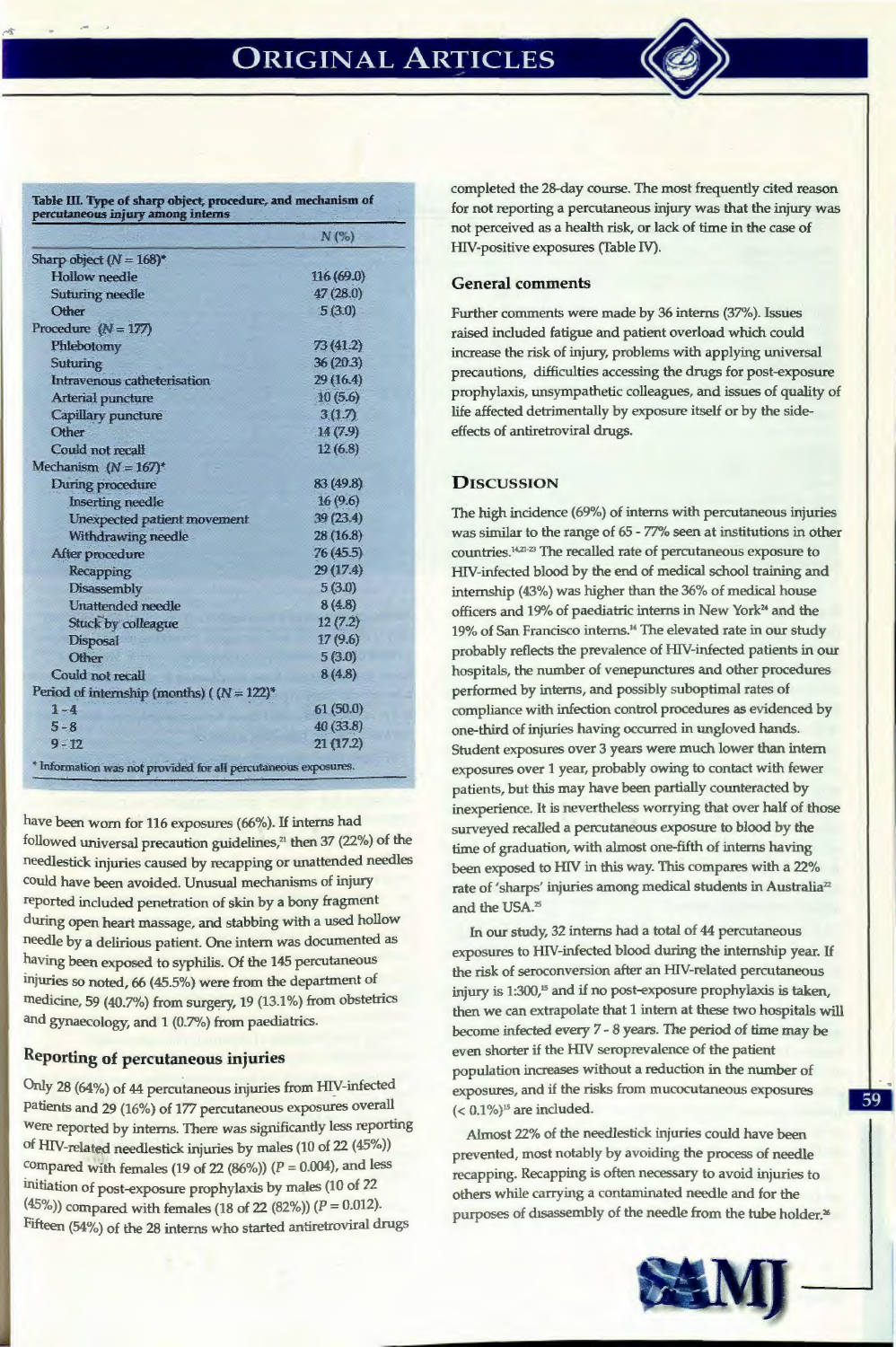**Table III. Type of sharp object, procedure, and mechanism of percutaneous injury among interns**

| | N (%) |
|---|---|
| Sharp object (N = 168)* | |
| Hollow needle | 116 (69.0) |
| Suturing needle | 47 (28.0) |
| Other | 5 (3.0) |
| Procedure (N = 177) | |
| Phlebotomy | 73 (41.2) |
| Suturing | 36 (20.3) |
| Intravenous catheterisation | 29 (16.4) |
| Arterial puncture | 10 (5.6) |
| Capillary puncture | 3 (1.7) |
| Other | 14 (7.9) |
| Could not recall | 12 (6.8) |
| Mechanism (N = 167)* | |
| During procedure | 83 (49.8) |
| Inserting needle | 16 (9.6) |
| Unexpected patient movement | 39 (23.4) |
| Withdrawing needle | 28 (16.8) |
| After procedure | 76 (45.5) |
| Recapping | 29 (17.4) |
| Disassembly | 5 (3.0) |
| Unattended needle | 8 (4.8) |
| Stuck by colleague | 12 (7.2) |
| Disposal | 17 (9.6) |
| Other | 5 (3.0) |
| Could not recall | 8 (4.8) |
| Period of internship (months) ((N = 122)* | |
| 1 - 4 | 61 (50.0) |
| 5 - 8 | 40 (33.8) |
| 9 - 12 | 21 (17.2) |

* Information was not provided for all percutaneous exposures.

have been worn for 116 exposures (66%). If interns had followed universal precaution guidelines,[21] then 37 (22%) of the needlestick injuries caused by recapping or unattended needles could have been avoided. Unusual mechanisms of injury reported included penetration of skin by a bony fragment during open heart massage, and stabbing with a used hollow needle by a delirious patient. One intern was documented as having been exposed to syphilis. Of the 145 percutaneous injuries so noted, 66 (45.5%) were from the department of medicine, 59 (40.7%) from surgery, 19 (13.1%) from obstetrics and gynaecology, and 1 (0.7%) from paediatrics.

### Reporting of percutaneous injuries

Only 28 (64%) of 44 percutaneous injuries from HIV-infected patients and 29 (16%) of 177 percutaneous exposures overall were reported by interns. There was significantly less reporting of HIV-related needlestick injuries by males (10 of 22 (45%)) compared with females (19 of 22 (86%)) ($P = 0.004$), and less initiation of post-exposure prophylaxis by males (10 of 22 (45%)) compared with females (18 of 22 (82%)) ($P = 0.012$). Fifteen (54%) of the 28 interns who started antiretroviral drugs completed the 28-day course. The most frequently cited reason for not reporting a percutaneous injury was that the injury was not perceived as a health risk, or lack of time in the case of HIV-positive exposures (Table IV).

### General comments

Further comments were made by 36 interns (37%). Issues raised included fatigue and patient overload which could increase the risk of injury, problems with applying universal precautions, difficulties accessing the drugs for post-exposure prophylaxis, unsympathetic colleagues, and issues of quality of life affected detrimentally by exposure itself or by the side-effects of antiretroviral drugs.

## Discussion

The high incidence (69%) of interns with percutaneous injuries was similar to the range of 65 - 77% seen at institutions in other countries.[14,21-23] The recalled rate of percutaneous exposure to HIV-infected blood by the end of medical school training and internship (43%) was higher than the 36% of medical house officers and 19% of paediatric interns in New York[24] and the 19% of San Francisco interns.[14] The elevated rate in our study probably reflects the prevalence of HIV-infected patients in our hospitals, the number of venepunctures and other procedures performed by interns, and possibly suboptimal rates of compliance with infection control procedures as evidenced by one-third of injuries having occurred in ungloved hands. Student exposures over 3 years were much lower than intern exposures over 1 year, probably owing to contact with fewer patients, but this may have been partially counteracted by inexperience. It is nevertheless worrying that over half of those surveyed recalled a percutaneous exposure to blood by the time of graduation, with almost one-fifth of interns having been exposed to HIV in this way. This compares with a 22% rate of 'sharps' injuries among medical students in Australia[22] and the USA.[25]

In our study, 32 interns had a total of 44 percutaneous exposures to HIV-infected blood during the internship year. If the risk of seroconversion after an HIV-related percutaneous injury is 1:300,[15] and if no post-exposure prophylaxis is taken, then we can extrapolate that 1 intern at these two hospitals will become infected every 7 - 8 years. The period of time may be even shorter if the HIV seroprevalence of the patient population increases without a reduction in the number of exposures, and if the risks from mucocutaneous exposures (< 0.1%)[15] are included.

Almost 22% of the needlestick injuries could have been prevented, most notably by avoiding the process of needle recapping. Recapping is often necessary to avoid injuries to others while carrying a contaminated needle and for the purposes of disassembly of the needle from the tube holder.[26]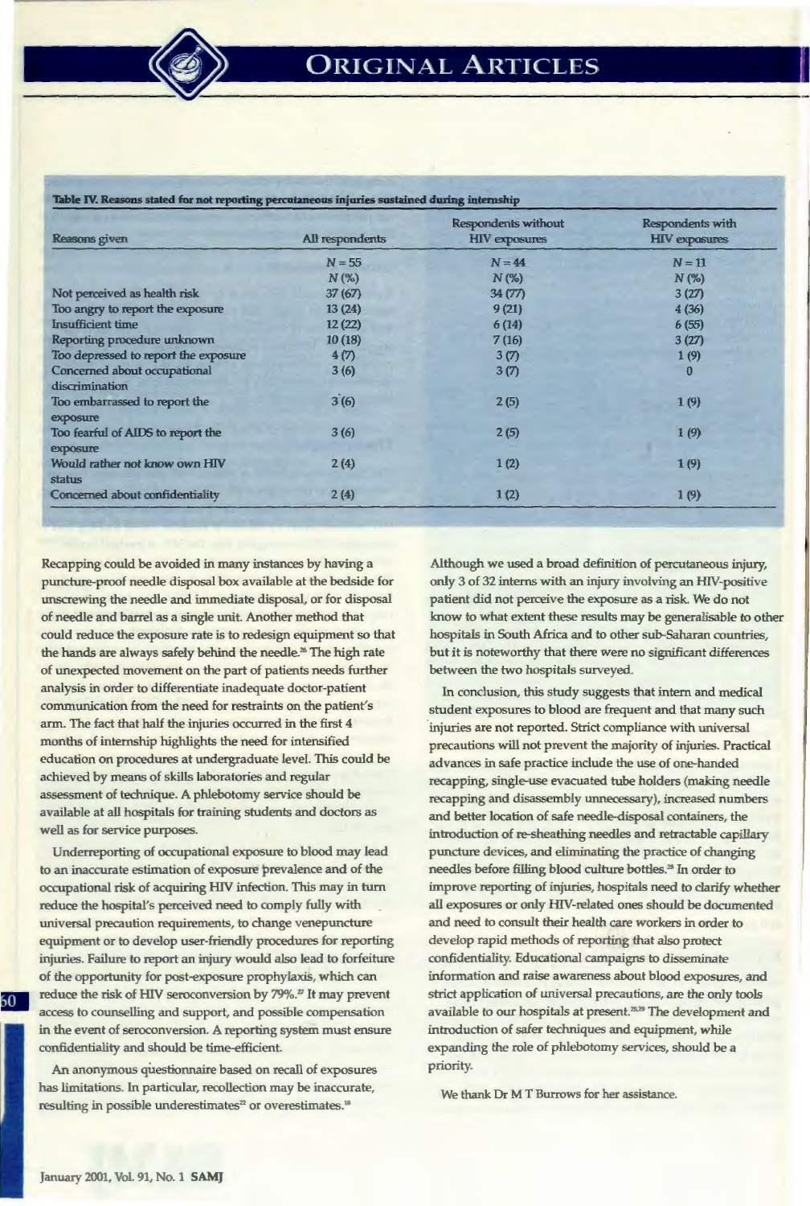**Table IV. Reasons stated for not reporting percutaneous injuries sustained during internship**

| Reasons given | All respondents | Respondents without HIV exposures | Respondents with HIV exposures |
|---|---|---|---|
| | N = 55 | N = 44 | N = 11 |
| | N (%) | N (%) | N (%) |
| Not perceived as health risk | 37 (67) | 34 (77) | 3 (27) |
| Too angry to report the exposure | 13 (24) | 9 (21) | 4 (36) |
| Insufficient time | 12 (22) | 6 (14) | 6 (55) |
| Reporting procedure unknown | 10 (18) | 7 (16) | 3 (27) |
| Too depressed to report the exposure | 4 (7) | 3 (7) | 1 (9) |
| Concerned about occupational discrimination | 3 (6) | 3 (7) | 0 |
| Too embarrassed to report the exposure | 3 (6) | 2 (5) | 1 (9) |
| Too fearful of AIDS to report the exposure | 3 (6) | 2 (5) | 1 (9) |
| Would rather not know own HIV status | 2 (4) | 1 (2) | 1 (9) |
| Concerned about confidentiality | 2 (4) | 1 (2) | 1 (9) |

Recapping could be avoided in many instances by having a puncture-proof needle disposal box available at the bedside for unscrewing the needle and immediate disposal, or for disposal of needle and barrel as a single unit. Another method that could reduce the exposure rate is to redesign equipment so that the hands are always safely behind the needle.[26] The high rate of unexpected movement on the part of patients needs further analysis in order to differentiate inadequate doctor-patient communication from the need for restraints on the patient's arm. The fact that half the injuries occurred in the first 4 months of internship highlights the need for intensified education on procedures at undergraduate level. This could be achieved by means of skills laboratories and regular assessment of technique. A phlebotomy service should be available at all hospitals for training students and doctors as well as for service purposes.

Underreporting of occupational exposure to blood may lead to an inaccurate estimation of exposure prevalence and of the occupational risk of acquiring HIV infection. This may in turn reduce the hospital's perceived need to comply fully with universal precaution requirements, to change venepuncture equipment or to develop user-friendly procedures for reporting injuries. Failure to report an injury would also lead to forfeiture of the opportunity for post-exposure prophylaxis, which can reduce the risk of HIV seroconversion by 79%.[27] It may prevent access to counselling and support, and possible compensation in the event of seroconversion. A reporting system must ensure confidentiality and should be time-efficient.

An anonymous questionnaire based on recall of exposures has limitations. In particular, recollection may be inaccurate, resulting in possible underestimates[22] or overestimates.[18]

Although we used a broad definition of percutaneous injury, only 3 of 32 interns with an injury involving an HIV-positive patient did not perceive the exposure as a risk. We do not know to what extent these results may be generalisable to other hospitals in South Africa and to other sub-Saharan countries, but it is noteworthy that there were no significant differences between the two hospitals surveyed.

In conclusion, this study suggests that intern and medical student exposures to blood are frequent and that many such injuries are not reported. Strict compliance with universal precautions will not prevent the majority of injuries. Practical advances in safe practice include the use of one-handed recapping, single-use evacuated tube holders (making needle recapping and disassembly unnecessary), increased numbers and better location of safe needle-disposal containers, the introduction of re-sheathing needles and retractable capillary puncture devices, and eliminating the practice of changing needles before filling blood culture bottles.[28] In order to improve reporting of injuries, hospitals need to clarify whether all exposures or only HIV-related ones should be documented and need to consult their health care workers in order to develop rapid methods of reporting that also protect confidentiality. Educational campaigns to disseminate information and raise awareness about blood exposures, and strict application of universal precautions, are the only tools available to our hospitals at present.[28,29] The development and introduction of safer techniques and equipment, while expanding the role of phlebotomy services, should be a priority.

We thank Dr M T Burrows for her assistance.